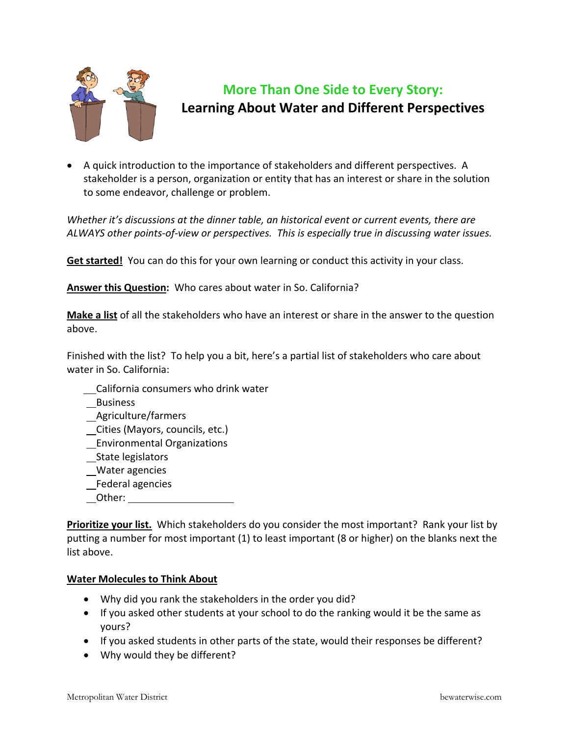# More Than One Side to Every Story:
## Learning About Water and Different Perspectives

- A quick introduction to the importance of stakeholders and different perspectives. A stakeholder is a person, organization or entity that has an interest or share in the solution to some endeavor, challenge or problem.

*Whether it's discussions at the dinner table, an historical event or current events, there are ALWAYS other points-of-view or perspectives. This is especially true in discussing water issues.*

**Get started!** You can do this for your own learning or conduct this activity in your class.

**Answer this Question:** Who cares about water in So. California?

**Make a list** of all the stakeholders who have an interest or share in the answer to the question above.

Finished with the list? To help you a bit, here's a partial list of stakeholders who care about water in So. California:

___California consumers who drink water
___Business
___Agriculture/farmers
___Cities (Mayors, councils, etc.)
___Environmental Organizations
___State legislators
___Water agencies
___Federal agencies
___Other: ____________________

**Prioritize your list.** Which stakeholders do you consider the most important? Rank your list by putting a number for most important (1) to least important (8 or higher) on the blanks next the list above.

**Water Molecules to Think About**

- Why did you rank the stakeholders in the order you did?
- If you asked other students at your school to do the ranking would it be the same as yours?
- If you asked students in other parts of the state, would their responses be different?
- Why would they be different?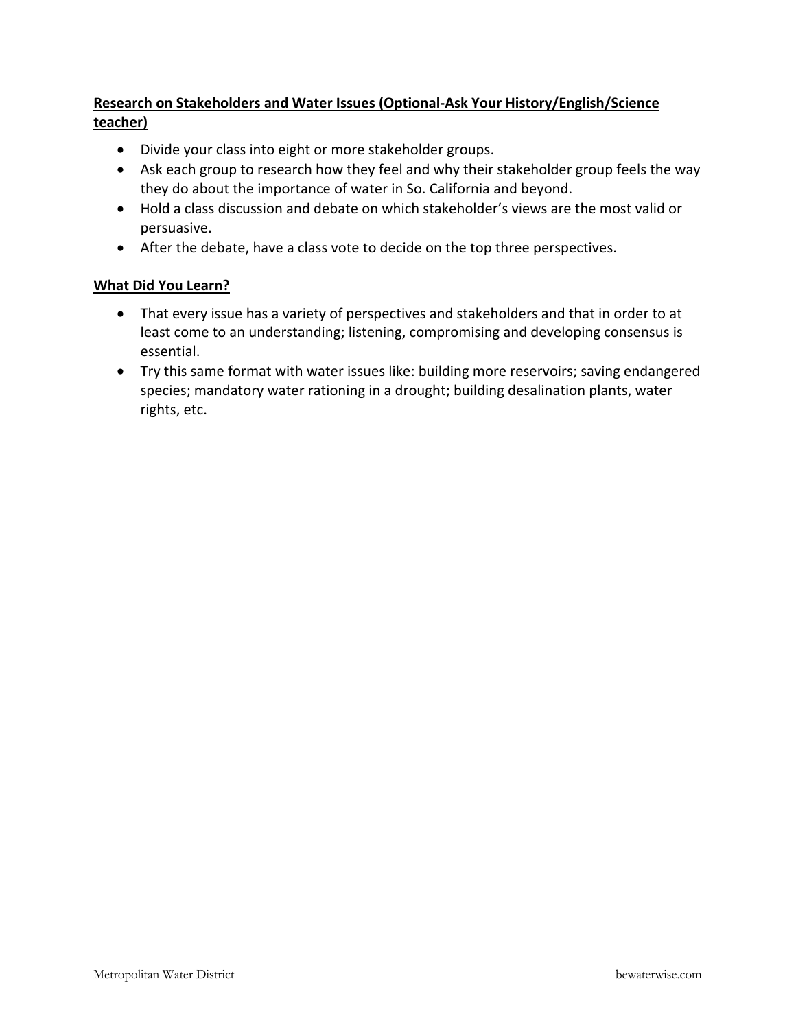**Research on Stakeholders and Water Issues (Optional-Ask Your History/English/Science teacher)**

- Divide your class into eight or more stakeholder groups.
- Ask each group to research how they feel and why their stakeholder group feels the way they do about the importance of water in So. California and beyond.
- Hold a class discussion and debate on which stakeholder's views are the most valid or persuasive.
- After the debate, have a class vote to decide on the top three perspectives.

**What Did You Learn?**

- That every issue has a variety of perspectives and stakeholders and that in order to at least come to an understanding; listening, compromising and developing consensus is essential.
- Try this same format with water issues like: building more reservoirs; saving endangered species; mandatory water rationing in a drought; building desalination plants, water rights, etc.